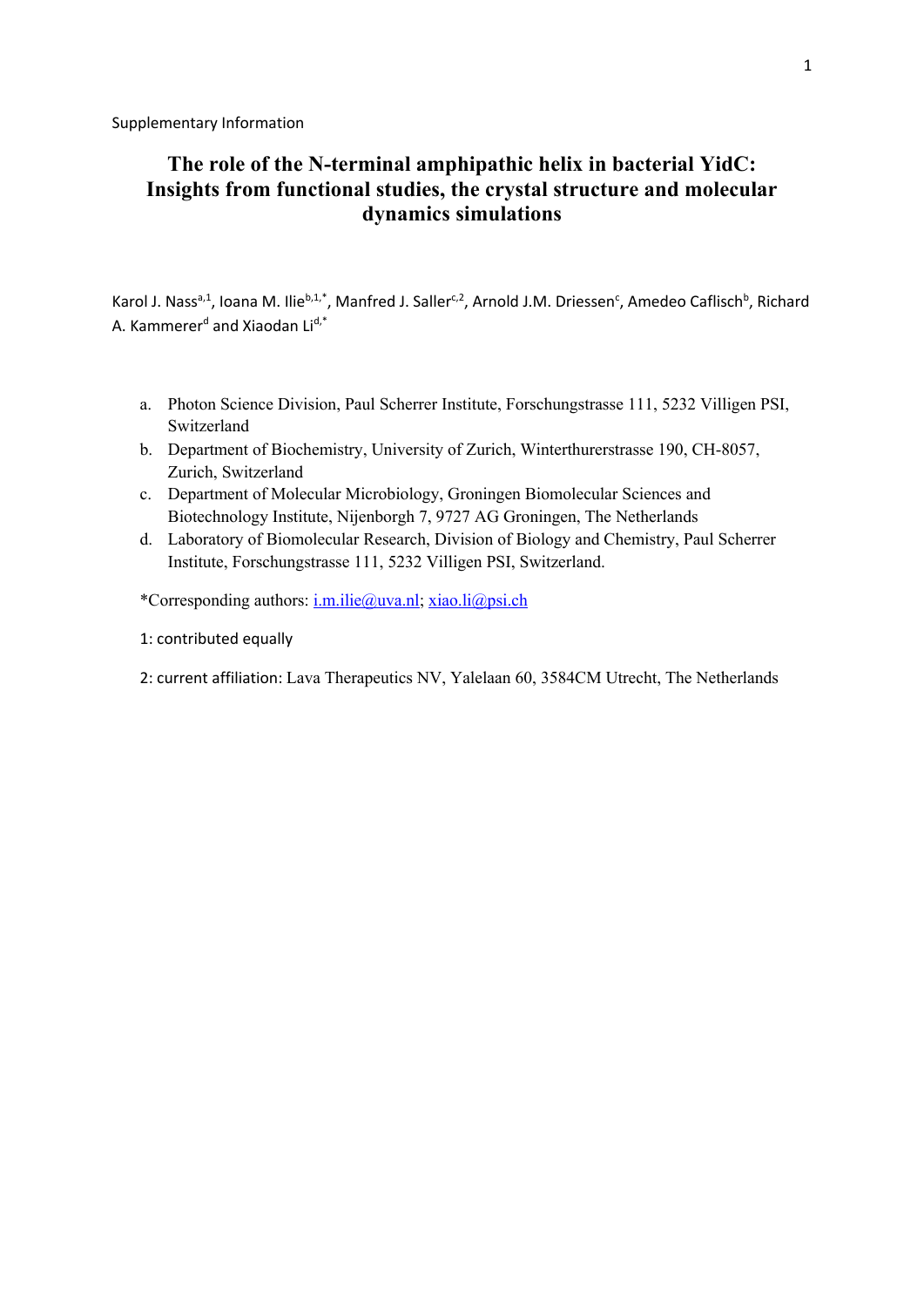Supplementary Information

# The role of the N-terminal amphipathic helix in bacterial YidC: Insights from functional studies, the crystal structure and molecular dynamics simulations

Karol J. Nass[a,1], Ioana M. Ilie[b,1,*], Manfred J. Saller[c,2], Arnold J.M. Driessen[c], Amedeo Caflisch[b], Richard A. Kammerer[d] and Xiaodan Li[d,*]

a. Photon Science Division, Paul Scherrer Institute, Forschungstrasse 111, 5232 Villigen PSI, Switzerland
b. Department of Biochemistry, University of Zurich, Winterthurerstrasse 190, CH-8057, Zurich, Switzerland
c. Department of Molecular Microbiology, Groningen Biomolecular Sciences and Biotechnology Institute, Nijenborgh 7, 9727 AG Groningen, The Netherlands
d. Laboratory of Biomolecular Research, Division of Biology and Chemistry, Paul Scherrer Institute, Forschungstrasse 111, 5232 Villigen PSI, Switzerland.

*Corresponding authors: i.m.ilie@uva.nl; xiao.li@psi.ch

1: contributed equally

2: current affiliation: Lava Therapeutics NV, Yalelaan 60, 3584CM Utrecht, The Netherlands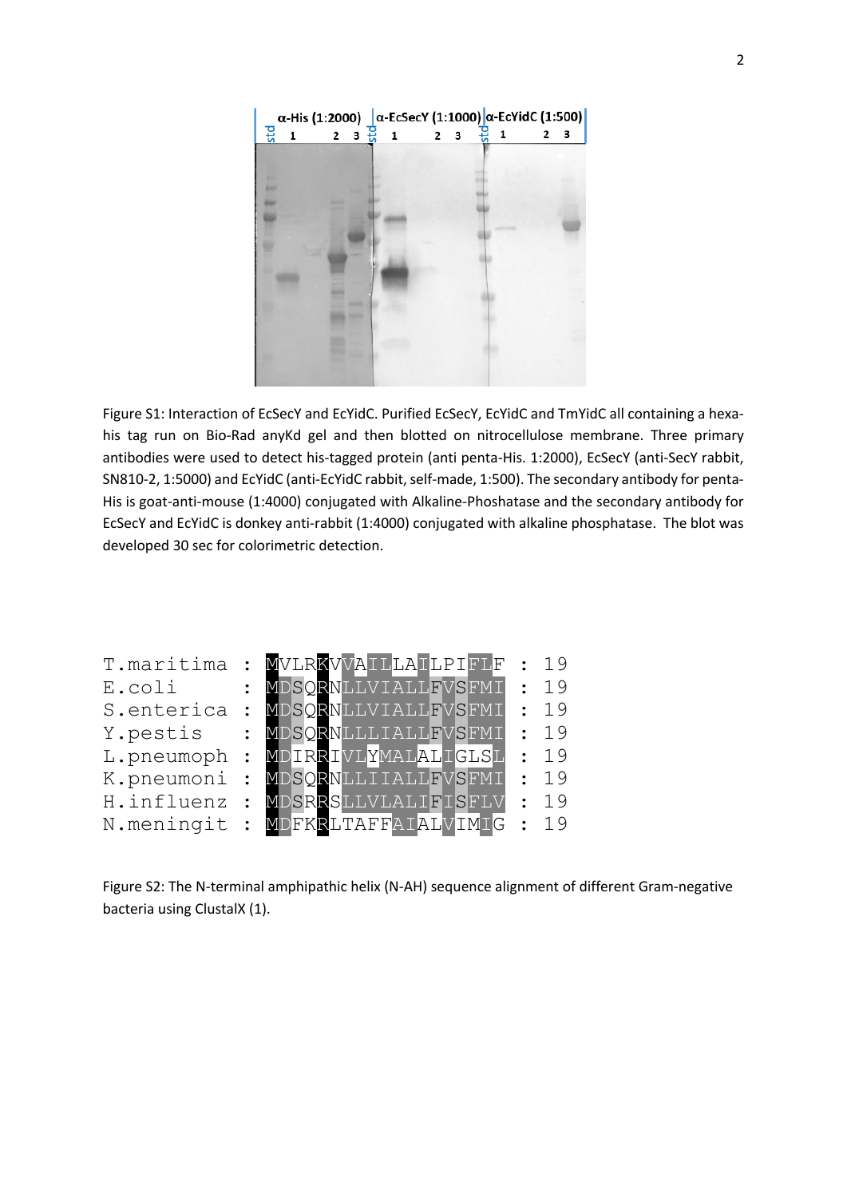Figure S1: Interaction of EcSecY and EcYidC. Purified EcSecY, EcYidC and TmYidC all containing a hexa-his tag run on Bio-Rad anyKd gel and then blotted on nitrocellulose membrane. Three primary antibodies were used to detect his-tagged protein (anti penta-His. 1:2000), EcSecY (anti-SecY rabbit, SN810-2, 1:5000) and EcYidC (anti-EcYidC rabbit, self-made, 1:500). The secondary antibody for penta-His is goat-anti-mouse (1:4000) conjugated with Alkaline-Phoshatase and the secondary antibody for EcSecY and EcYidC is donkey anti-rabbit (1:4000) conjugated with alkaline phosphatase. The blot was developed 30 sec for colorimetric detection.

```
T.maritima : MVLRKVVAILLAILPIFLF : 19
E.coli     : MDSQRNLLVIALLFVSFMI : 19
S.enterica : MDSQRNLLVIALLFVSFMI : 19
Y.pestis   : MDSQRNLLLIALLFVSFMI : 19
L.pneumoph : MDIRRIVLYMALALIGLSL : 19
K.pneumoni : MDSQRNLLIIALLFVSFMI : 19
H.influenz : MDSRRSLLVLALIFISFLV : 19
N.meningit : MDFKRLTAFFAIALVIMIG : 19
```

Figure S2: The N-terminal amphipathic helix (N-AH) sequence alignment of different Gram-negative bacteria using ClustalX (1).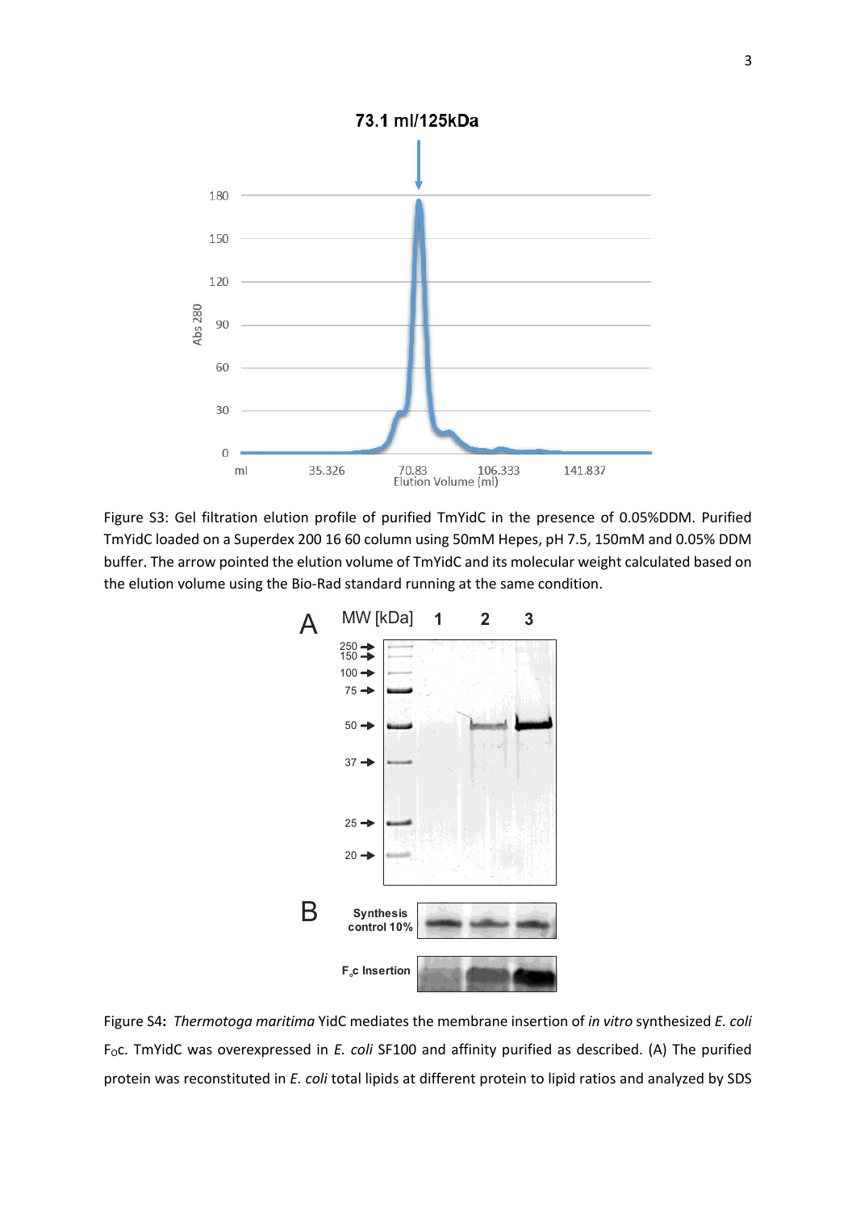Figure S3: Gel filtration elution profile of purified TmYidC in the presence of 0.05%DDM. Purified TmYidC loaded on a Superdex 200 16 60 column using 50mM Hepes, pH 7.5, 150mM and 0.05% DDM buffer. The arrow pointed the elution volume of TmYidC and its molecular weight calculated based on the elution volume using the Bio-Rad standard running at the same condition.

Figure S4**:** *Thermotoga maritima* YidC mediates the membrane insertion of *in vitro* synthesized *E. coli* $F_{O}c$. TmYidC was overexpressed in *E. coli* SF100 and affinity purified as described. (A) The purified protein was reconstituted in *E. coli* total lipids at different protein to lipid ratios and analyzed by SDS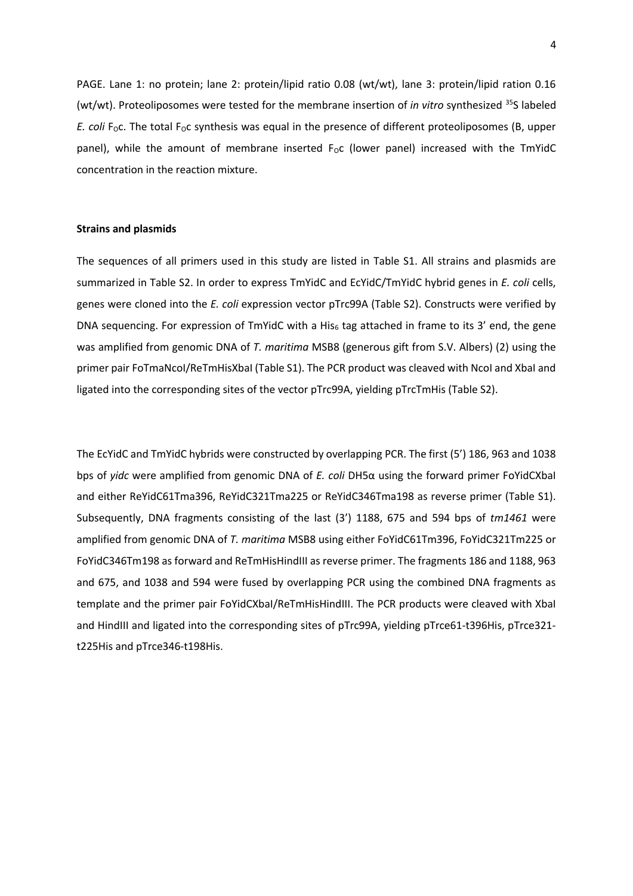PAGE. Lane 1: no protein; lane 2: protein/lipid ratio 0.08 (wt/wt), lane 3: protein/lipid ration 0.16 (wt/wt). Proteoliposomes were tested for the membrane insertion of *in vitro* synthesized $^{35}S$ labeled *E. coli* $F_Oc$. The total $F_Oc$ synthesis was equal in the presence of different proteoliposomes (B, upper panel), while the amount of membrane inserted $F_Oc$ (lower panel) increased with the TmYidC concentration in the reaction mixture.

**Strains and plasmids**

The sequences of all primers used in this study are listed in Table S1. All strains and plasmids are summarized in Table S2. In order to express TmYidC and EcYidC/TmYidC hybrid genes in *E. coli* cells, genes were cloned into the *E. coli* expression vector pTrc99A (Table S2). Constructs were verified by DNA sequencing. For expression of TmYidC with a $His_6$ tag attached in frame to its 3' end, the gene was amplified from genomic DNA of *T. maritima* MSB8 (generous gift from S.V. Albers) (2) using the primer pair FoTmaNcoI/ReTmHisXbaI (Table S1). The PCR product was cleaved with NcoI and XbaI and ligated into the corresponding sites of the vector pTrc99A, yielding pTrcTmHis (Table S2).

The EcYidC and TmYidC hybrids were constructed by overlapping PCR. The first (5') 186, 963 and 1038 bps of *yidc* were amplified from genomic DNA of *E. coli* DH5α using the forward primer FoYidCXbaI and either ReYidC61Tma396, ReYidC321Tma225 or ReYidC346Tma198 as reverse primer (Table S1). Subsequently, DNA fragments consisting of the last (3') 1188, 675 and 594 bps of *tm1461* were amplified from genomic DNA of *T. maritima* MSB8 using either FoYidC61Tm396, FoYidC321Tm225 or FoYidC346Tm198 as forward and ReTmHisHindIII as reverse primer. The fragments 186 and 1188, 963 and 675, and 1038 and 594 were fused by overlapping PCR using the combined DNA fragments as template and the primer pair FoYidCXbaI/ReTmHisHindIII. The PCR products were cleaved with XbaI and HindIII and ligated into the corresponding sites of pTrc99A, yielding pTrce61-t396His, pTrce321-t225His and pTrce346-t198His.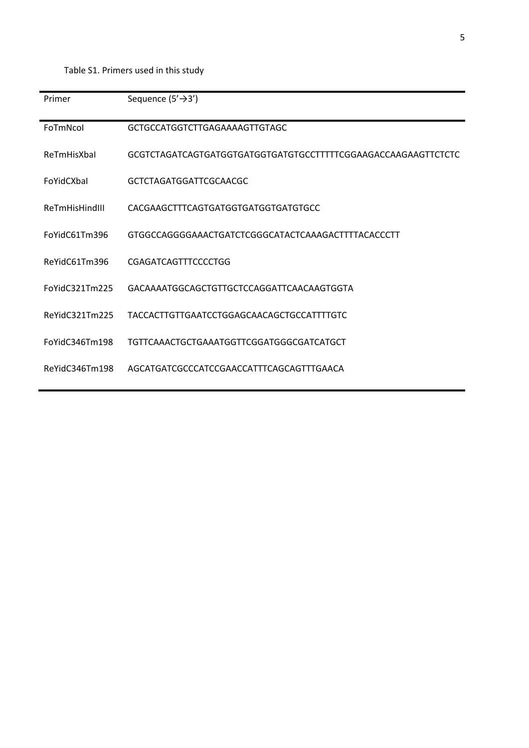Table S1. Primers used in this study

| Primer | Sequence (5'→3') |
|---|---|
| FoTmNcoI | GCTGCCATGGTCTTGAGAAAAGTTGTAGC |
| ReTmHisXbaI | GCGTCTAGATCAGTGATGGTGATGGTGATGTGCCTTTTTCGGAAGACCAAGAAGTTCTCTC |
| FoYidCXbaI | GCTCTAGATGGATTCGCAACGC |
| ReTmHisHindIII | CACGAAGCTTTCAGTGATGGTGATGGTGATGTGCC |
| FoYidC61Tm396 | GTGGCCAGGGGAAACTGATCTCGGGCATACTCAAAGACTTTTACACCCTT |
| ReYidC61Tm396 | CGAGATCAGTTTCCCCTGG |
| FoYidC321Tm225 | GACAAAATGGCAGCTGTTGCTCCAGGATTCAACAAGTGGTA |
| ReYidC321Tm225 | TACCACTTGTTGAATCCTGGAGCAACAGCTGCCATTTTGTC |
| FoYidC346Tm198 | TGTTCAAACTGCTGAAATGGTTCGGATGGGCGATCATGCT |
| ReYidC346Tm198 | AGCATGATCGCCCATCCGAACCATTTCAGCAGTTTGAACA |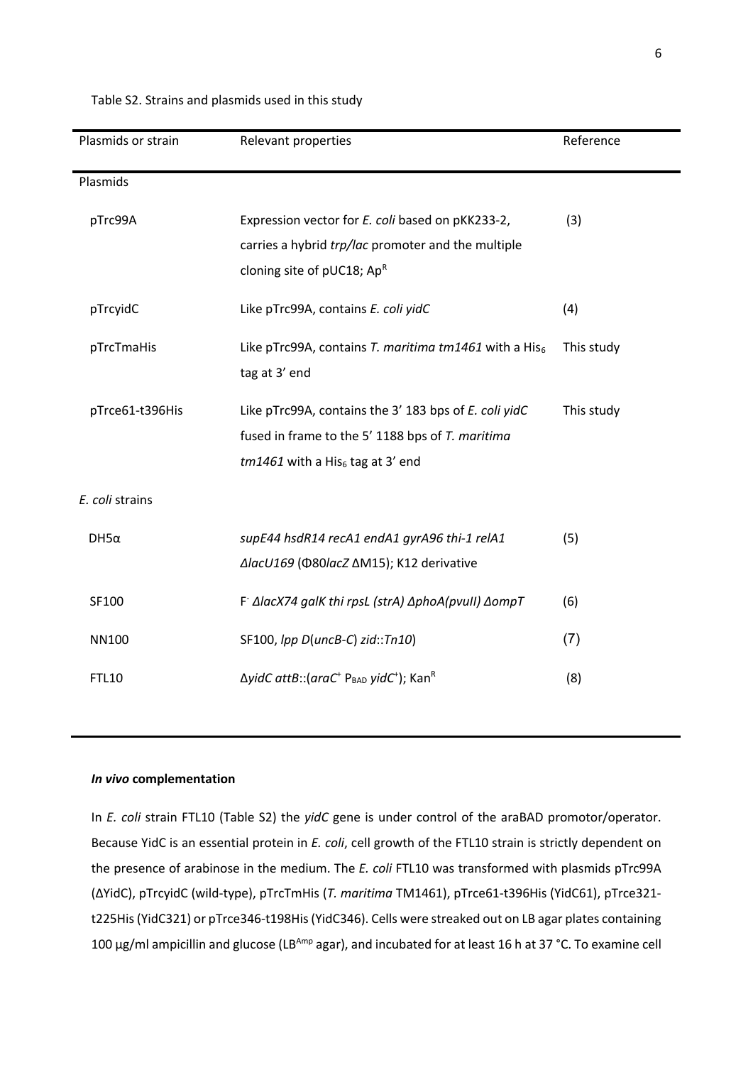Table S2. Strains and plasmids used in this study

| Plasmids or strain | Relevant properties | Reference |
|---|---|---|
| Plasmids | | |
| pTrc99A | Expression vector for *E. coli* based on pKK233-2, carries a hybrid *trp/lac* promoter and the multiple cloning site of pUC18; $Ap^R$ | (3) |
| pTrcyidC | Like pTrc99A, contains *E. coli yidC* | (4) |
| pTrcTmaHis | Like pTrc99A, contains *T. maritima tm1461* with a $His_6$ tag at 3' end | This study |
| pTrce61-t396His | Like pTrc99A, contains the 3' 183 bps of *E. coli yidC* fused in frame to the 5' 1188 bps of *T. maritima tm1461* with a $His_6$ tag at 3' end | This study |
| *E. coli* strains | | |
| DH5α | *supE44 hsdR14 recA1 endA1 gyrA96 thi-1 relA1 ΔlacU169* (Φ80*lacZ* ΔM15); K12 derivative | (5) |
| SF100 | $F^-$ *ΔlacX74 galK thi rpsL (strA) ΔphoA(pvuII) ΔompT* | (6) |
| NN100 | SF100, *lpp D*(*uncB-C*) *zid*::*Tn10*) | (7) |
| FTL10 | Δ*yidC attB*::(*araC*$^+$ $P_{BAD}$ *yidC*$^+$); $Kan^R$ | (8) |

### *In vivo* complementation

In *E. coli* strain FTL10 (Table S2) the *yidC* gene is under control of the araBAD promotor/operator. Because YidC is an essential protein in *E. coli*, cell growth of the FTL10 strain is strictly dependent on the presence of arabinose in the medium. The *E. coli* FTL10 was transformed with plasmids pTrc99A (ΔYidC), pTrcyidC (wild-type), pTrcTmHis (*T. maritima* TM1461), pTrce61-t396His (YidC61), pTrce321-t225His (YidC321) or pTrce346-t198His (YidC346). Cells were streaked out on LB agar plates containing 100 µg/ml ampicillin and glucose ($LB^{Amp}$ agar), and incubated for at least 16 h at 37 °C. To examine cell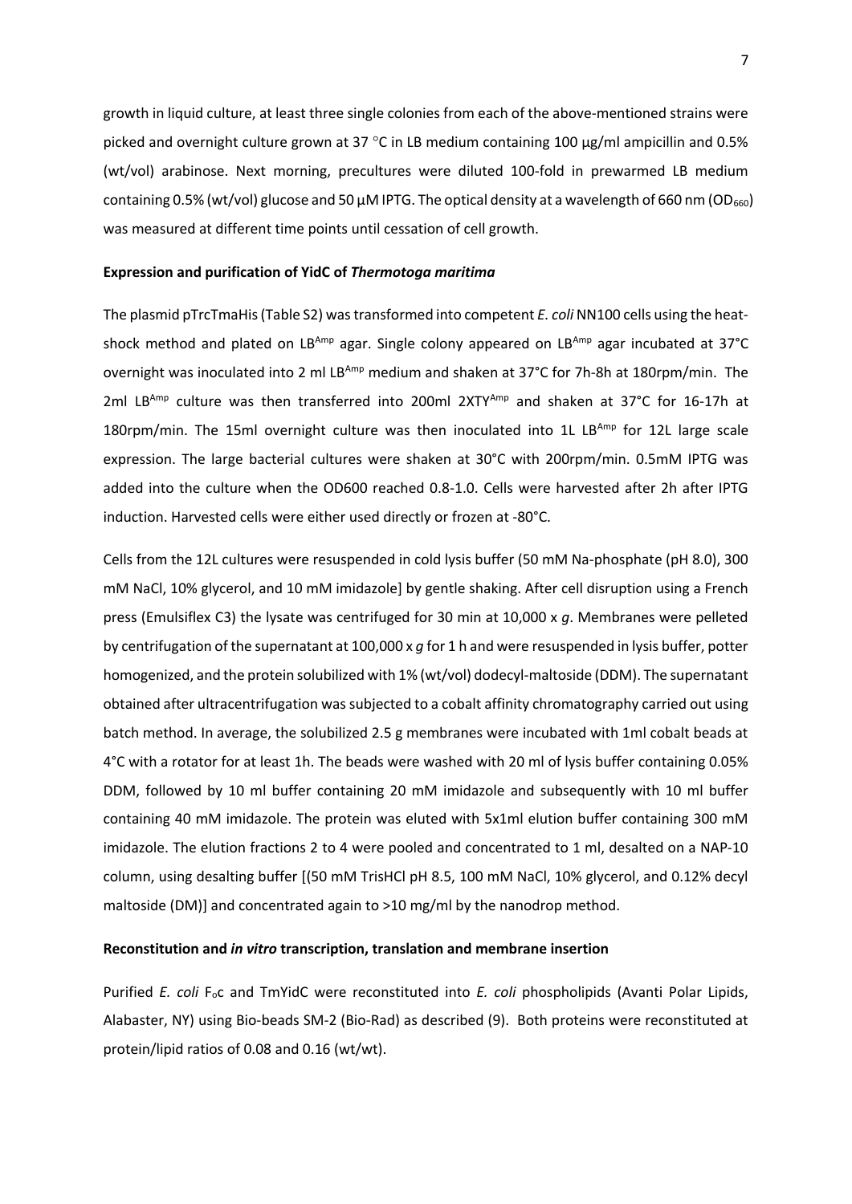growth in liquid culture, at least three single colonies from each of the above-mentioned strains were picked and overnight culture grown at 37 °C in LB medium containing 100 µg/ml ampicillin and 0.5% (wt/vol) arabinose. Next morning, precultures were diluted 100-fold in prewarmed LB medium containing 0.5% (wt/vol) glucose and 50 µM IPTG. The optical density at a wavelength of 660 nm ($OD_{660}$) was measured at different time points until cessation of cell growth.

**Expression and purification of YidC of *Thermotoga maritima***

The plasmid pTrcTmaHis (Table S2) was transformed into competent *E. coli* NN100 cells using the heat-shock method and plated on $LB^{Amp}$ agar. Single colony appeared on $LB^{Amp}$ agar incubated at 37°C overnight was inoculated into 2 ml $LB^{Amp}$ medium and shaken at 37°C for 7h-8h at 180rpm/min. The 2ml $LB^{Amp}$ culture was then transferred into 200ml $2XTY^{Amp}$ and shaken at 37°C for 16-17h at 180rpm/min. The 15ml overnight culture was then inoculated into 1L $LB^{Amp}$ for 12L large scale expression. The large bacterial cultures were shaken at 30°C with 200rpm/min. 0.5mM IPTG was added into the culture when the OD600 reached 0.8-1.0. Cells were harvested after 2h after IPTG induction. Harvested cells were either used directly or frozen at -80°C.

Cells from the 12L cultures were resuspended in cold lysis buffer (50 mM Na-phosphate (pH 8.0), 300 mM NaCl, 10% glycerol, and 10 mM imidazole] by gentle shaking. After cell disruption using a French press (Emulsiflex C3) the lysate was centrifuged for 30 min at 10,000 x *g*. Membranes were pelleted by centrifugation of the supernatant at 100,000 x *g* for 1 h and were resuspended in lysis buffer, potter homogenized, and the protein solubilized with 1% (wt/vol) dodecyl-maltoside (DDM). The supernatant obtained after ultracentrifugation was subjected to a cobalt affinity chromatography carried out using batch method. In average, the solubilized 2.5 g membranes were incubated with 1ml cobalt beads at 4°C with a rotator for at least 1h. The beads were washed with 20 ml of lysis buffer containing 0.05% DDM, followed by 10 ml buffer containing 20 mM imidazole and subsequently with 10 ml buffer containing 40 mM imidazole. The protein was eluted with 5x1ml elution buffer containing 300 mM imidazole. The elution fractions 2 to 4 were pooled and concentrated to 1 ml, desalted on a NAP-10 column, using desalting buffer [(50 mM TrisHCl pH 8.5, 100 mM NaCl, 10% glycerol, and 0.12% decyl maltoside (DM)] and concentrated again to >10 mg/ml by the nanodrop method.

**Reconstitution and *in vitro* transcription, translation and membrane insertion**

Purified *E. coli* $F_oc$ and TmYidC were reconstituted into *E. coli* phospholipids (Avanti Polar Lipids, Alabaster, NY) using Bio-beads SM-2 (Bio-Rad) as described (9). Both proteins were reconstituted at protein/lipid ratios of 0.08 and 0.16 (wt/wt).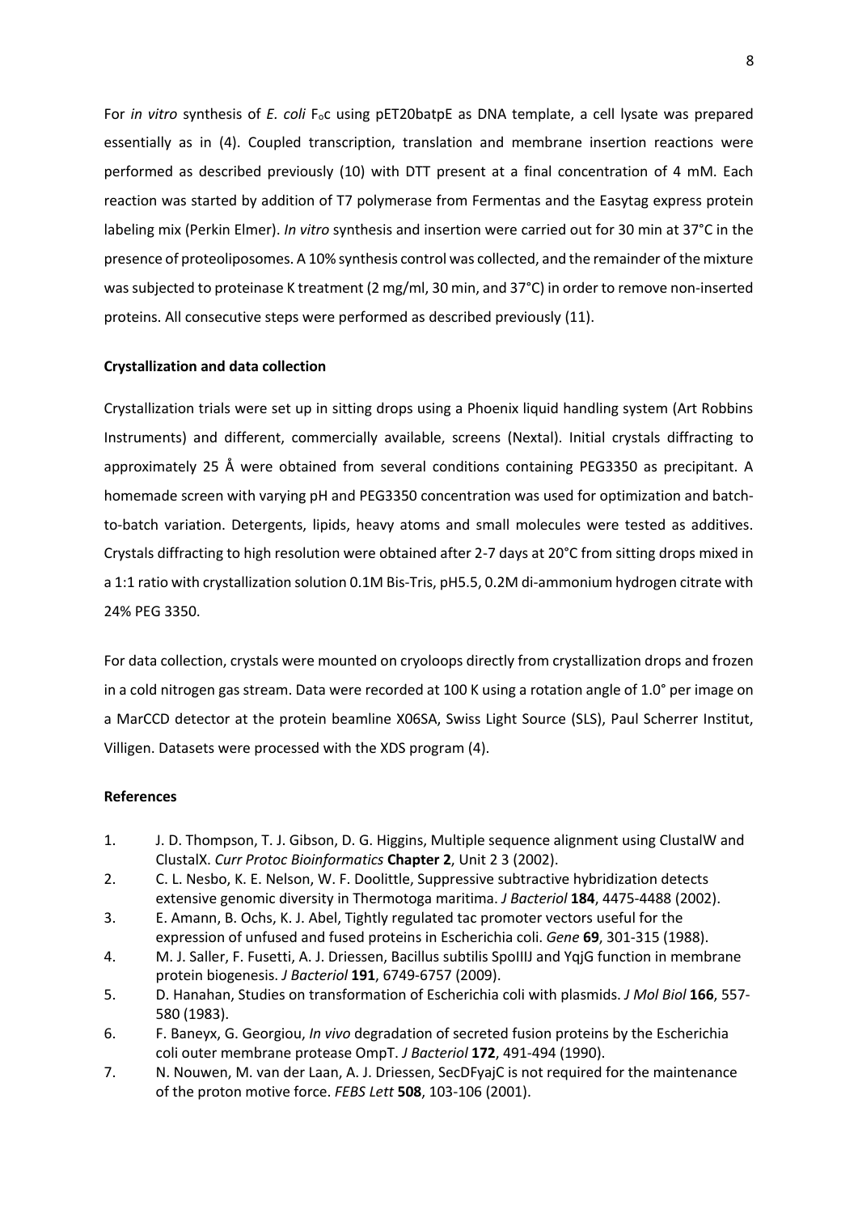For *in vitro* synthesis of *E. coli* $F_oc$ using pET20batpE as DNA template, a cell lysate was prepared essentially as in (4). Coupled transcription, translation and membrane insertion reactions were performed as described previously (10) with DTT present at a final concentration of 4 mM. Each reaction was started by addition of T7 polymerase from Fermentas and the Easytag express protein labeling mix (Perkin Elmer). *In vitro* synthesis and insertion were carried out for 30 min at 37°C in the presence of proteoliposomes. A 10% synthesis control was collected, and the remainder of the mixture was subjected to proteinase K treatment (2 mg/ml, 30 min, and 37°C) in order to remove non-inserted proteins. All consecutive steps were performed as described previously (11).

**Crystallization and data collection**

Crystallization trials were set up in sitting drops using a Phoenix liquid handling system (Art Robbins Instruments) and different, commercially available, screens (Nextal). Initial crystals diffracting to approximately 25 Å were obtained from several conditions containing PEG3350 as precipitant. A homemade screen with varying pH and PEG3350 concentration was used for optimization and batch-to-batch variation. Detergents, lipids, heavy atoms and small molecules were tested as additives. Crystals diffracting to high resolution were obtained after 2-7 days at 20°C from sitting drops mixed in a 1:1 ratio with crystallization solution 0.1M Bis-Tris, pH5.5, 0.2M di-ammonium hydrogen citrate with 24% PEG 3350.

For data collection, crystals were mounted on cryoloops directly from crystallization drops and frozen in a cold nitrogen gas stream. Data were recorded at 100 K using a rotation angle of 1.0° per image on a MarCCD detector at the protein beamline X06SA, Swiss Light Source (SLS), Paul Scherrer Institut, Villigen. Datasets were processed with the XDS program (4).

**References**

1. J. D. Thompson, T. J. Gibson, D. G. Higgins, Multiple sequence alignment using ClustalW and ClustalX. *Curr Protoc Bioinformatics* **Chapter 2**, Unit 2 3 (2002).
2. C. L. Nesbo, K. E. Nelson, W. F. Doolittle, Suppressive subtractive hybridization detects extensive genomic diversity in Thermotoga maritima. *J Bacteriol* **184**, 4475-4488 (2002).
3. E. Amann, B. Ochs, K. J. Abel, Tightly regulated tac promoter vectors useful for the expression of unfused and fused proteins in Escherichia coli. *Gene* **69**, 301-315 (1988).
4. M. J. Saller, F. Fusetti, A. J. Driessen, Bacillus subtilis SpoIIIJ and YqjG function in membrane protein biogenesis. *J Bacteriol* **191**, 6749-6757 (2009).
5. D. Hanahan, Studies on transformation of Escherichia coli with plasmids. *J Mol Biol* **166**, 557-580 (1983).
6. F. Baneyx, G. Georgiou, *In vivo* degradation of secreted fusion proteins by the Escherichia coli outer membrane protease OmpT. *J Bacteriol* **172**, 491-494 (1990).
7. N. Nouwen, M. van der Laan, A. J. Driessen, SecDFyajC is not required for the maintenance of the proton motive force. *FEBS Lett* **508**, 103-106 (2001).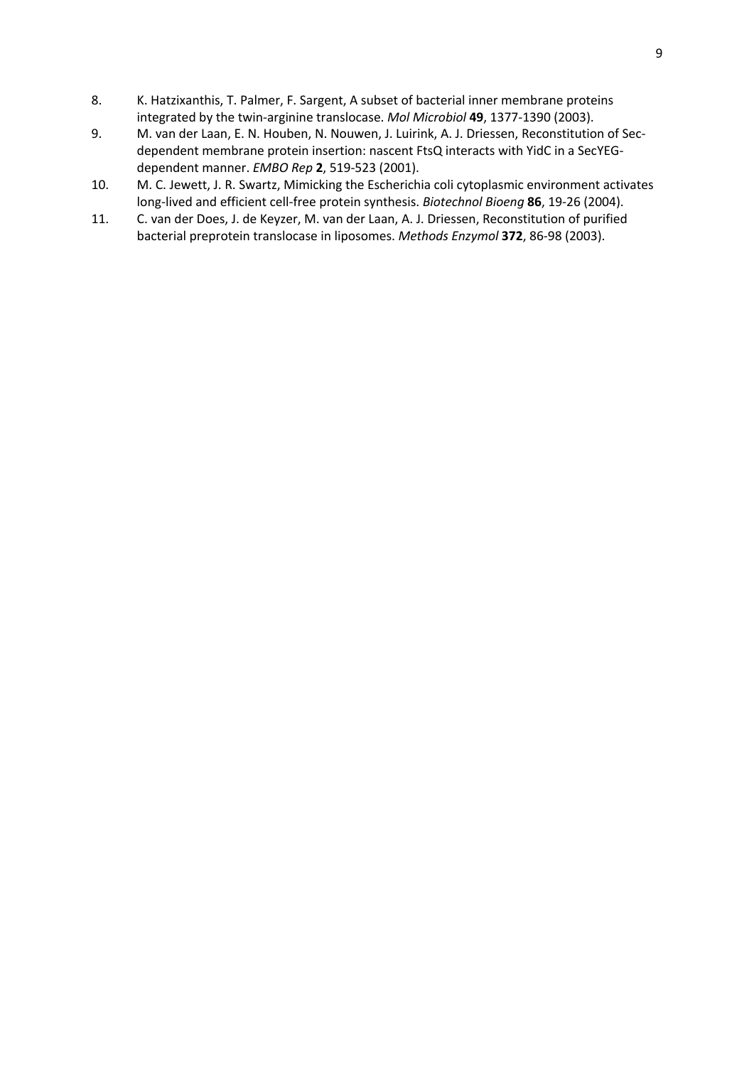8. K. Hatzixanthis, T. Palmer, F. Sargent, A subset of bacterial inner membrane proteins integrated by the twin-arginine translocase. *Mol Microbiol* **49**, 1377-1390 (2003).
9. M. van der Laan, E. N. Houben, N. Nouwen, J. Luirink, A. J. Driessen, Reconstitution of Sec-dependent membrane protein insertion: nascent FtsQ interacts with YidC in a SecYEG-dependent manner. *EMBO Rep* **2**, 519-523 (2001).
10. M. C. Jewett, J. R. Swartz, Mimicking the Escherichia coli cytoplasmic environment activates long-lived and efficient cell-free protein synthesis. *Biotechnol Bioeng* **86**, 19-26 (2004).
11. C. van der Does, J. de Keyzer, M. van der Laan, A. J. Driessen, Reconstitution of purified bacterial preprotein translocase in liposomes. *Methods Enzymol* **372**, 86-98 (2003).